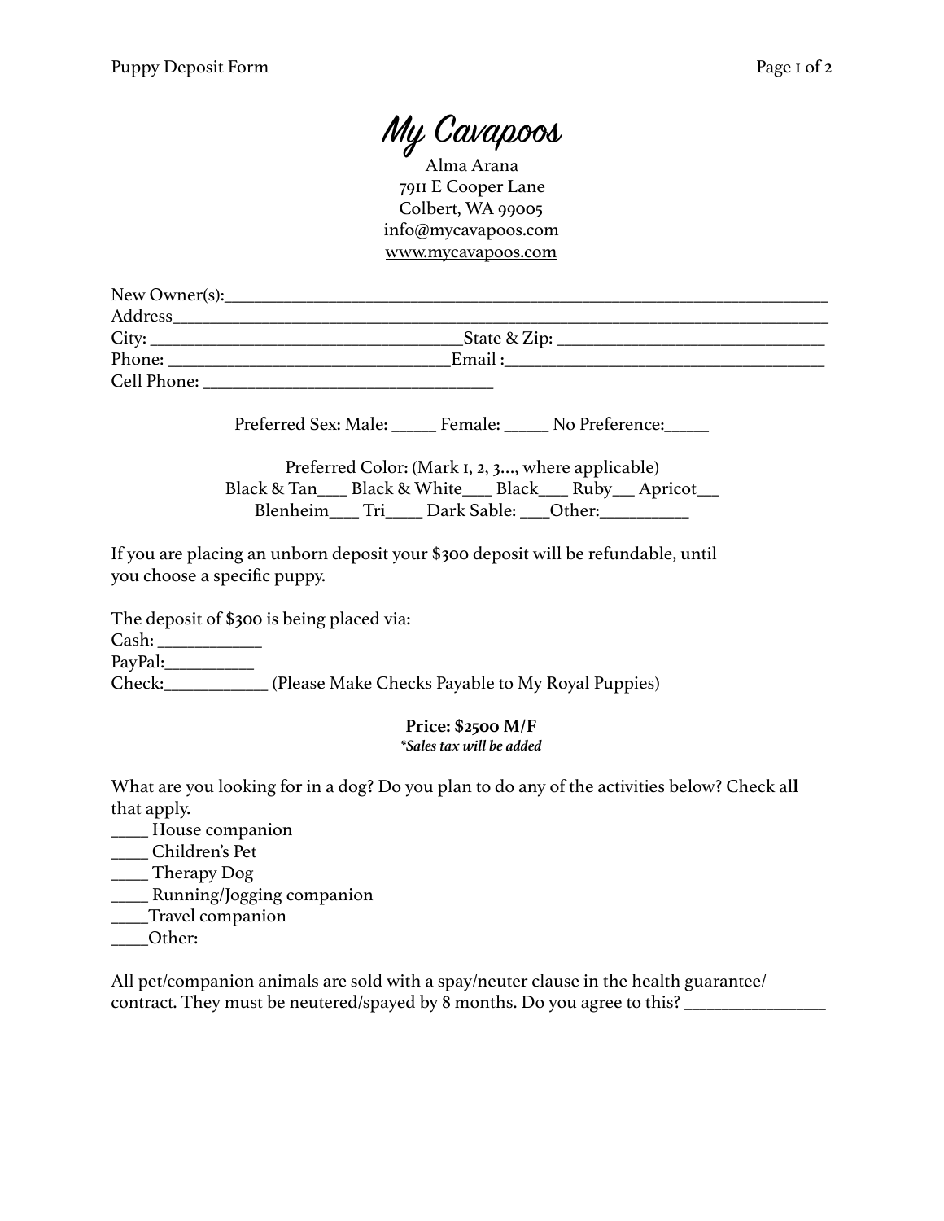# My Cavapoos

Alma Arana
7911 E Cooper Lane
Colbert, WA 99005
info@mycavapoos.com
www.mycavapoos.com

New Owner(s):___________________________________________________________________
Address__________________________________________________________________________
City: ___________________________________State & Zip: _____________________________
Phone: _______________________________Email :___________________________________
Cell Phone: _________________________________

Preferred Sex: Male: _____ Female: _____ No Preference:_____

Preferred Color: (Mark 1, 2, 3..., where applicable)
Black & Tan___ Black & White___ Black___ Ruby___ Apricot___
Blenheim___ Tri____ Dark Sable: ___Other:__________

If you are placing an unborn deposit your $300 deposit will be refundable, until you choose a specific puppy.

The deposit of $300 is being placed via:
Cash: ___________
PayPal:__________
Check:___________ (Please Make Checks Payable to My Royal Puppies)

**Price: $2500 M/F**
***Sales tax will be added***

What are you looking for in a dog? Do you plan to do any of the activities below? Check all that apply.
____ House companion
____ Children's Pet
____ Therapy Dog
____ Running/Jogging companion
____Travel companion
____Other:

All pet/companion animals are sold with a spay/neuter clause in the health guarantee/ contract. They must be neutered/spayed by 8 months. Do you agree to this? _______________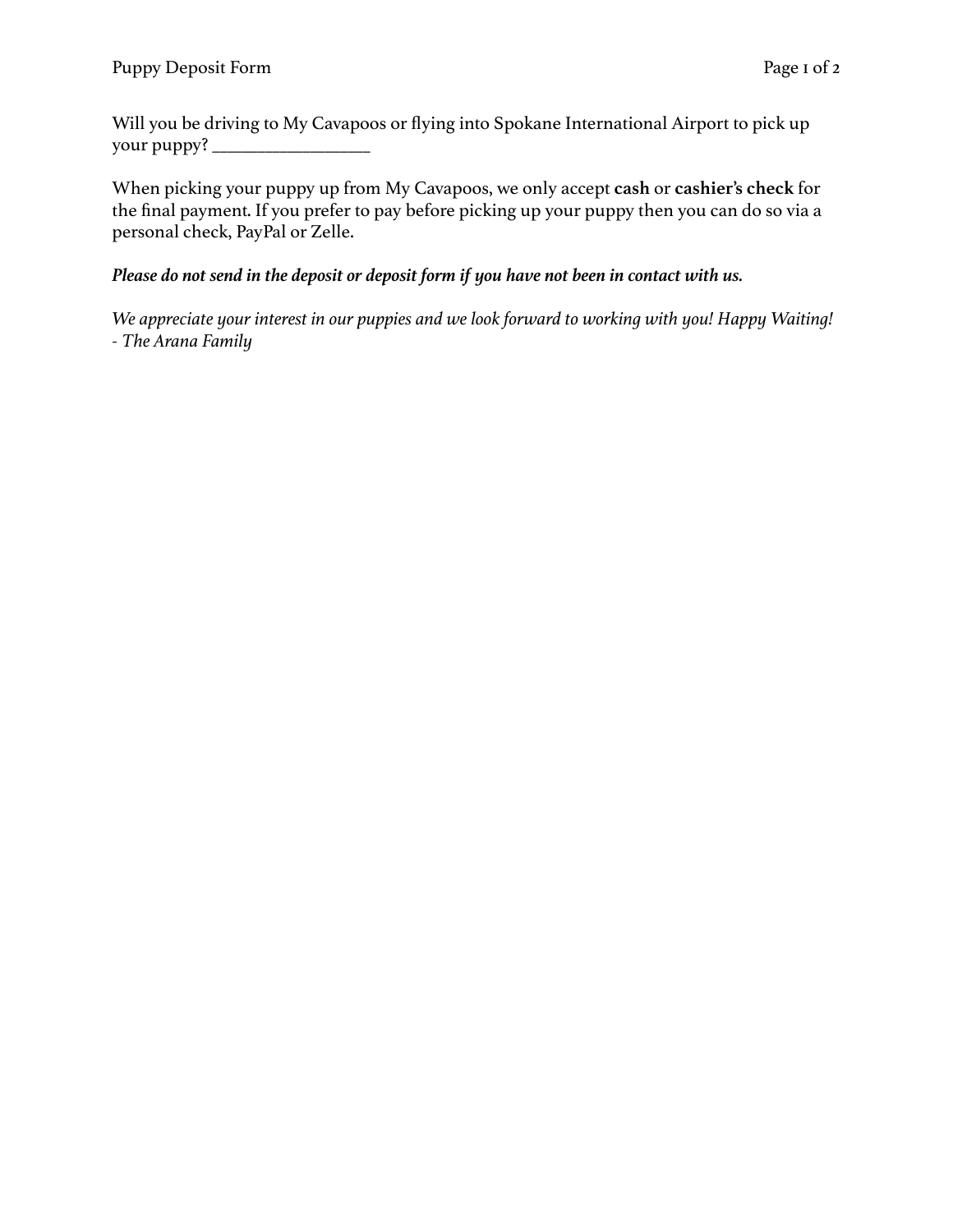Will you be driving to My Cavapoos or flying into Spokane International Airport to pick up your puppy? ___________________

When picking your puppy up from My Cavapoos, we only accept **cash** or **cashier's check** for the final payment. If you prefer to pay before picking up your puppy then you can do so via a personal check, PayPal or Zelle.

***Please do not send in the deposit or deposit form if you have not been in contact with us.***

*We appreciate your interest in our puppies and we look forward to working with you! Happy Waiting!*
*- The Arana Family*